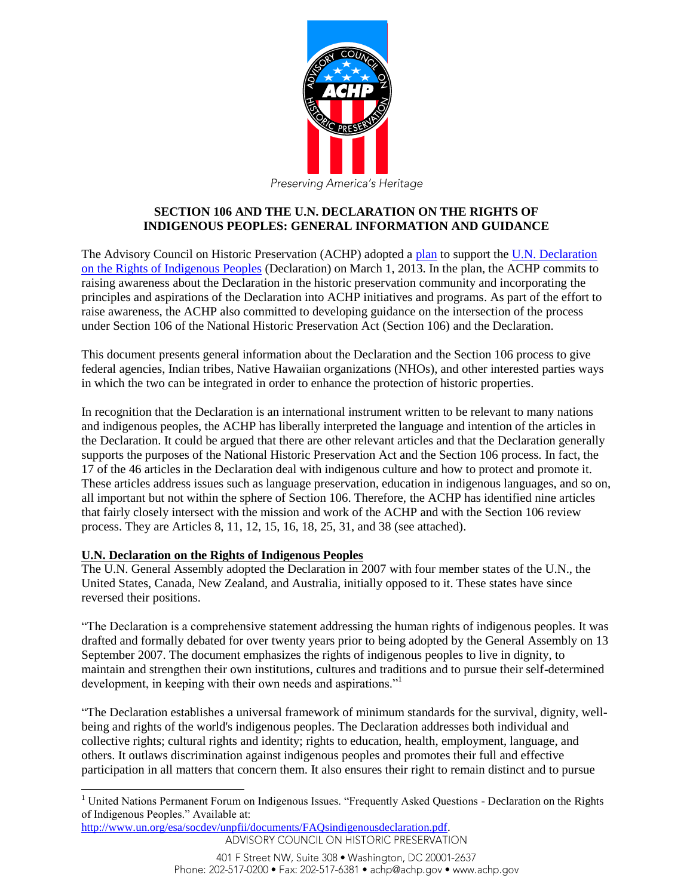Preserving America's Heritage

## SECTION 106 AND THE U.N. DECLARATION ON THE RIGHTS OF INDIGENOUS PEOPLES: GENERAL INFORMATION AND GUIDANCE

The Advisory Council on Historic Preservation (ACHP) adopted a plan to support the U.N. Declaration on the Rights of Indigenous Peoples (Declaration) on March 1, 2013. In the plan, the ACHP commits to raising awareness about the Declaration in the historic preservation community and incorporating the principles and aspirations of the Declaration into ACHP initiatives and programs. As part of the effort to raise awareness, the ACHP also committed to developing guidance on the intersection of the process under Section 106 of the National Historic Preservation Act (Section 106) and the Declaration.

This document presents general information about the Declaration and the Section 106 process to give federal agencies, Indian tribes, Native Hawaiian organizations (NHOs), and other interested parties ways in which the two can be integrated in order to enhance the protection of historic properties.

In recognition that the Declaration is an international instrument written to be relevant to many nations and indigenous peoples, the ACHP has liberally interpreted the language and intention of the articles in the Declaration. It could be argued that there are other relevant articles and that the Declaration generally supports the purposes of the National Historic Preservation Act and the Section 106 process. In fact, the 17 of the 46 articles in the Declaration deal with indigenous culture and how to protect and promote it. These articles address issues such as language preservation, education in indigenous languages, and so on, all important but not within the sphere of Section 106. Therefore, the ACHP has identified nine articles that fairly closely intersect with the mission and work of the ACHP and with the Section 106 review process. They are Articles 8, 11, 12, 15, 16, 18, 25, 31, and 38 (see attached).

### U.N. Declaration on the Rights of Indigenous Peoples

The U.N. General Assembly adopted the Declaration in 2007 with four member states of the U.N., the United States, Canada, New Zealand, and Australia, initially opposed to it. These states have since reversed their positions.

"The Declaration is a comprehensive statement addressing the human rights of indigenous peoples. It was drafted and formally debated for over twenty years prior to being adopted by the General Assembly on 13 September 2007. The document emphasizes the rights of indigenous peoples to live in dignity, to maintain and strengthen their own institutions, cultures and traditions and to pursue their self-determined development, in keeping with their own needs and aspirations."[1]

"The Declaration establishes a universal framework of minimum standards for the survival, dignity, well-being and rights of the world's indigenous peoples. The Declaration addresses both individual and collective rights; cultural rights and identity; rights to education, health, employment, language, and others. It outlaws discrimination against indigenous peoples and promotes their full and effective participation in all matters that concern them. It also ensures their right to remain distinct and to pursue

---

[1] United Nations Permanent Forum on Indigenous Issues. "Frequently Asked Questions - Declaration on the Rights of Indigenous Peoples." Available at: http://www.un.org/esa/socdev/unpfii/documents/FAQsindigenousdeclaration.pdf.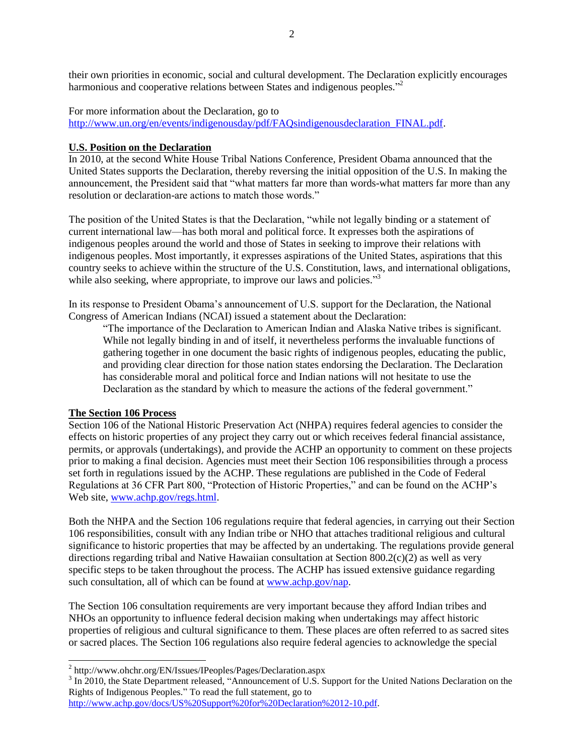their own priorities in economic, social and cultural development. The Declaration explicitly encourages harmonious and cooperative relations between States and indigenous peoples."[2]

For more information about the Declaration, go to [http://www.un.org/en/events/indigenousday/pdf/FAQsindigenousdeclaration_FINAL.pdf](http://www.un.org/en/events/indigenousday/pdf/FAQsindigenousdeclaration_FINAL.pdf).

**U.S. Position on the Declaration**

In 2010, at the second White House Tribal Nations Conference, President Obama announced that the United States supports the Declaration, thereby reversing the initial opposition of the U.S. In making the announcement, the President said that "what matters far more than words-what matters far more than any resolution or declaration-are actions to match those words."

The position of the United States is that the Declaration, "while not legally binding or a statement of current international law—has both moral and political force. It expresses both the aspirations of indigenous peoples around the world and those of States in seeking to improve their relations with indigenous peoples. Most importantly, it expresses aspirations of the United States, aspirations that this country seeks to achieve within the structure of the U.S. Constitution, laws, and international obligations, while also seeking, where appropriate, to improve our laws and policies."[3]

In its response to President Obama's announcement of U.S. support for the Declaration, the National Congress of American Indians (NCAI) issued a statement about the Declaration:

> "The importance of the Declaration to American Indian and Alaska Native tribes is significant. While not legally binding in and of itself, it nevertheless performs the invaluable functions of gathering together in one document the basic rights of indigenous peoples, educating the public, and providing clear direction for those nation states endorsing the Declaration. The Declaration has considerable moral and political force and Indian nations will not hesitate to use the Declaration as the standard by which to measure the actions of the federal government."

**The Section 106 Process**

Section 106 of the National Historic Preservation Act (NHPA) requires federal agencies to consider the effects on historic properties of any project they carry out or which receives federal financial assistance, permits, or approvals (undertakings), and provide the ACHP an opportunity to comment on these projects prior to making a final decision. Agencies must meet their Section 106 responsibilities through a process set forth in regulations issued by the ACHP. These regulations are published in the Code of Federal Regulations at 36 CFR Part 800, "Protection of Historic Properties," and can be found on the ACHP's Web site, [www.achp.gov/regs.html](www.achp.gov/regs.html).

Both the NHPA and the Section 106 regulations require that federal agencies, in carrying out their Section 106 responsibilities, consult with any Indian tribe or NHO that attaches traditional religious and cultural significance to historic properties that may be affected by an undertaking. The regulations provide general directions regarding tribal and Native Hawaiian consultation at Section 800.2(c)(2) as well as very specific steps to be taken throughout the process. The ACHP has issued extensive guidance regarding such consultation, all of which can be found at [www.achp.gov/nap](www.achp.gov/nap).

The Section 106 consultation requirements are very important because they afford Indian tribes and NHOs an opportunity to influence federal decision making when undertakings may affect historic properties of religious and cultural significance to them. These places are often referred to as sacred sites or sacred places. The Section 106 regulations also require federal agencies to acknowledge the special

---

[2] http://www.ohchr.org/EN/Issues/IPeoples/Pages/Declaration.aspx

[3] In 2010, the State Department released, "Announcement of U.S. Support for the United Nations Declaration on the Rights of Indigenous Peoples." To read the full statement, go to [http://www.achp.gov/docs/US%20Support%20for%20Declaration%2012-10.pdf](http://www.achp.gov/docs/US%20Support%20for%20Declaration%2012-10.pdf).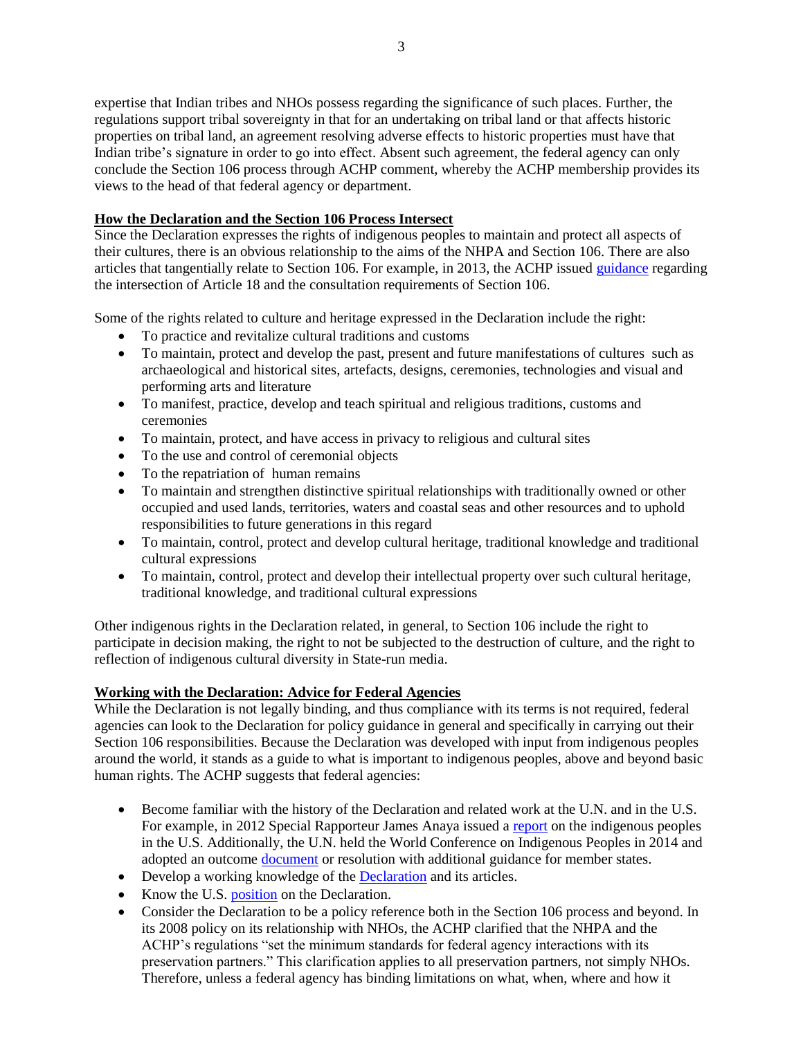expertise that Indian tribes and NHOs possess regarding the significance of such places. Further, the regulations support tribal sovereignty in that for an undertaking on tribal land or that affects historic properties on tribal land, an agreement resolving adverse effects to historic properties must have that Indian tribe's signature in order to go into effect. Absent such agreement, the federal agency can only conclude the Section 106 process through ACHP comment, whereby the ACHP membership provides its views to the head of that federal agency or department.

**How the Declaration and the Section 106 Process Intersect**

Since the Declaration expresses the rights of indigenous peoples to maintain and protect all aspects of their cultures, there is an obvious relationship to the aims of the NHPA and Section 106. There are also articles that tangentially relate to Section 106. For example, in 2013, the ACHP issued guidance regarding the intersection of Article 18 and the consultation requirements of Section 106.

Some of the rights related to culture and heritage expressed in the Declaration include the right:

- To practice and revitalize cultural traditions and customs
- To maintain, protect and develop the past, present and future manifestations of cultures such as archaeological and historical sites, artefacts, designs, ceremonies, technologies and visual and performing arts and literature
- To manifest, practice, develop and teach spiritual and religious traditions, customs and ceremonies
- To maintain, protect, and have access in privacy to religious and cultural sites
- To the use and control of ceremonial objects
- To the repatriation of human remains
- To maintain and strengthen distinctive spiritual relationships with traditionally owned or other occupied and used lands, territories, waters and coastal seas and other resources and to uphold responsibilities to future generations in this regard
- To maintain, control, protect and develop cultural heritage, traditional knowledge and traditional cultural expressions
- To maintain, control, protect and develop their intellectual property over such cultural heritage, traditional knowledge, and traditional cultural expressions

Other indigenous rights in the Declaration related, in general, to Section 106 include the right to participate in decision making, the right to not be subjected to the destruction of culture, and the right to reflection of indigenous cultural diversity in State-run media.

**Working with the Declaration: Advice for Federal Agencies**

While the Declaration is not legally binding, and thus compliance with its terms is not required, federal agencies can look to the Declaration for policy guidance in general and specifically in carrying out their Section 106 responsibilities. Because the Declaration was developed with input from indigenous peoples around the world, it stands as a guide to what is important to indigenous peoples, above and beyond basic human rights. The ACHP suggests that federal agencies:

- Become familiar with the history of the Declaration and related work at the U.N. and in the U.S. For example, in 2012 Special Rapporteur James Anaya issued a report on the indigenous peoples in the U.S. Additionally, the U.N. held the World Conference on Indigenous Peoples in 2014 and adopted an outcome document or resolution with additional guidance for member states.
- Develop a working knowledge of the Declaration and its articles.
- Know the U.S. position on the Declaration.
- Consider the Declaration to be a policy reference both in the Section 106 process and beyond. In its 2008 policy on its relationship with NHOs, the ACHP clarified that the NHPA and the ACHP's regulations "set the minimum standards for federal agency interactions with its preservation partners." This clarification applies to all preservation partners, not simply NHOs. Therefore, unless a federal agency has binding limitations on what, when, where and how it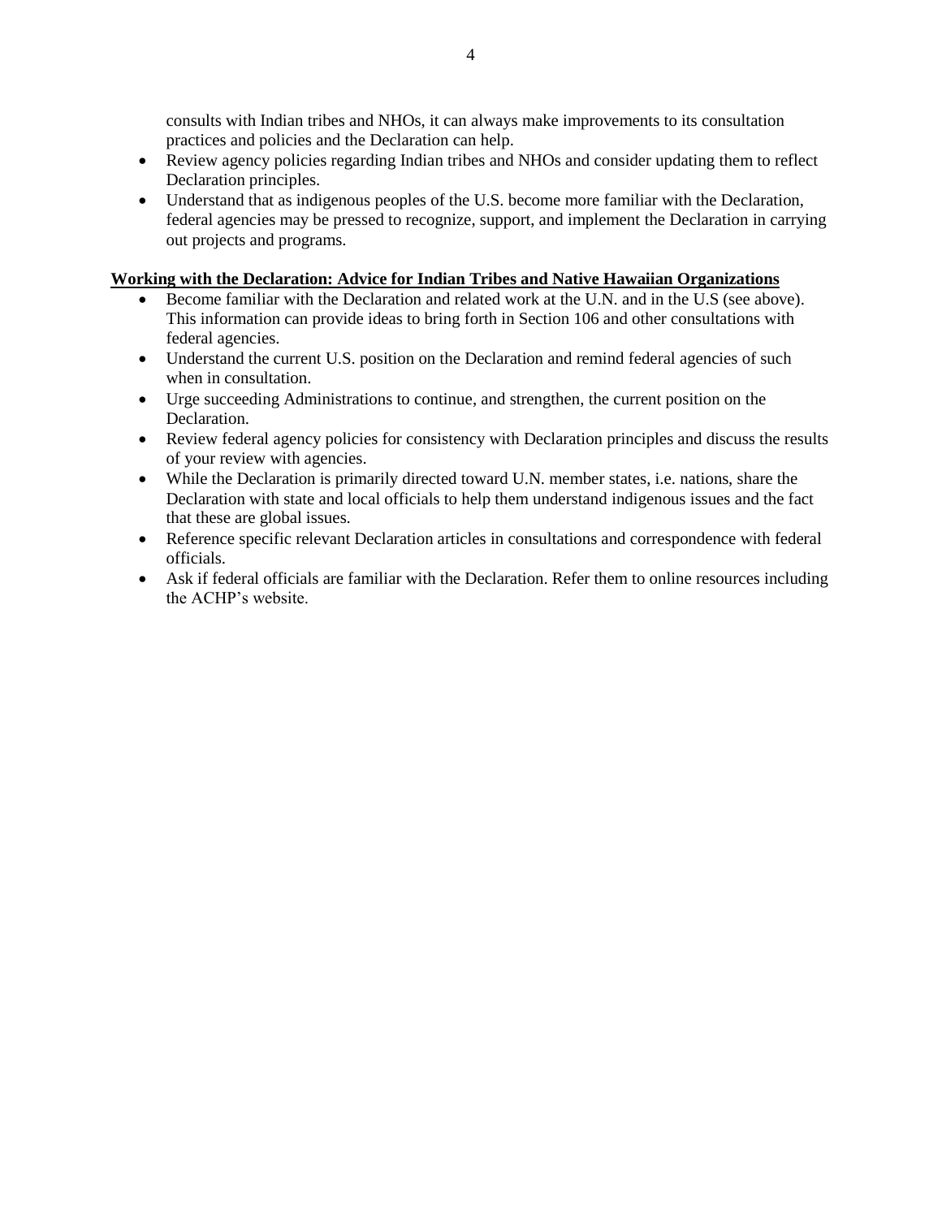consults with Indian tribes and NHOs, it can always make improvements to its consultation practices and policies and the Declaration can help.

- Review agency policies regarding Indian tribes and NHOs and consider updating them to reflect Declaration principles.
- Understand that as indigenous peoples of the U.S. become more familiar with the Declaration, federal agencies may be pressed to recognize, support, and implement the Declaration in carrying out projects and programs.

**Working with the Declaration: Advice for Indian Tribes and Native Hawaiian Organizations**

- Become familiar with the Declaration and related work at the U.N. and in the U.S (see above). This information can provide ideas to bring forth in Section 106 and other consultations with federal agencies.
- Understand the current U.S. position on the Declaration and remind federal agencies of such when in consultation.
- Urge succeeding Administrations to continue, and strengthen, the current position on the Declaration.
- Review federal agency policies for consistency with Declaration principles and discuss the results of your review with agencies.
- While the Declaration is primarily directed toward U.N. member states, i.e. nations, share the Declaration with state and local officials to help them understand indigenous issues and the fact that these are global issues.
- Reference specific relevant Declaration articles in consultations and correspondence with federal officials.
- Ask if federal officials are familiar with the Declaration. Refer them to online resources including the ACHP's website.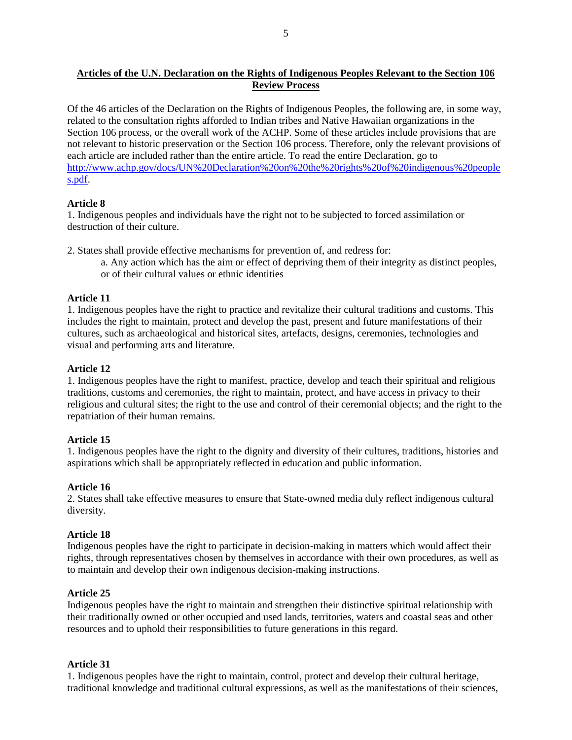**Articles of the U.N. Declaration on the Rights of Indigenous Peoples Relevant to the Section 106 Review Process**

Of the 46 articles of the Declaration on the Rights of Indigenous Peoples, the following are, in some way, related to the consultation rights afforded to Indian tribes and Native Hawaiian organizations in the Section 106 process, or the overall work of the ACHP. Some of these articles include provisions that are not relevant to historic preservation or the Section 106 process. Therefore, only the relevant provisions of each article are included rather than the entire article. To read the entire Declaration, go to [http://www.achp.gov/docs/UN%20Declaration%20on%20the%20rights%20of%20indigenous%20peoples.pdf](http://www.achp.gov/docs/UN%20Declaration%20on%20the%20rights%20of%20indigenous%20peoples.pdf).

**Article 8**

1. Indigenous peoples and individuals have the right not to be subjected to forced assimilation or destruction of their culture.

2. States shall provide effective mechanisms for prevention of, and redress for:

   a. Any action which has the aim or effect of depriving them of their integrity as distinct peoples, or of their cultural values or ethnic identities

**Article 11**

1. Indigenous peoples have the right to practice and revitalize their cultural traditions and customs. This includes the right to maintain, protect and develop the past, present and future manifestations of their cultures, such as archaeological and historical sites, artefacts, designs, ceremonies, technologies and visual and performing arts and literature.

**Article 12**

1. Indigenous peoples have the right to manifest, practice, develop and teach their spiritual and religious traditions, customs and ceremonies, the right to maintain, protect, and have access in privacy to their religious and cultural sites; the right to the use and control of their ceremonial objects; and the right to the repatriation of their human remains.

**Article 15**

1. Indigenous peoples have the right to the dignity and diversity of their cultures, traditions, histories and aspirations which shall be appropriately reflected in education and public information.

**Article 16**

2. States shall take effective measures to ensure that State-owned media duly reflect indigenous cultural diversity.

**Article 18**

Indigenous peoples have the right to participate in decision-making in matters which would affect their rights, through representatives chosen by themselves in accordance with their own procedures, as well as to maintain and develop their own indigenous decision-making instructions.

**Article 25**

Indigenous peoples have the right to maintain and strengthen their distinctive spiritual relationship with their traditionally owned or other occupied and used lands, territories, waters and coastal seas and other resources and to uphold their responsibilities to future generations in this regard.

**Article 31**

1. Indigenous peoples have the right to maintain, control, protect and develop their cultural heritage, traditional knowledge and traditional cultural expressions, as well as the manifestations of their sciences,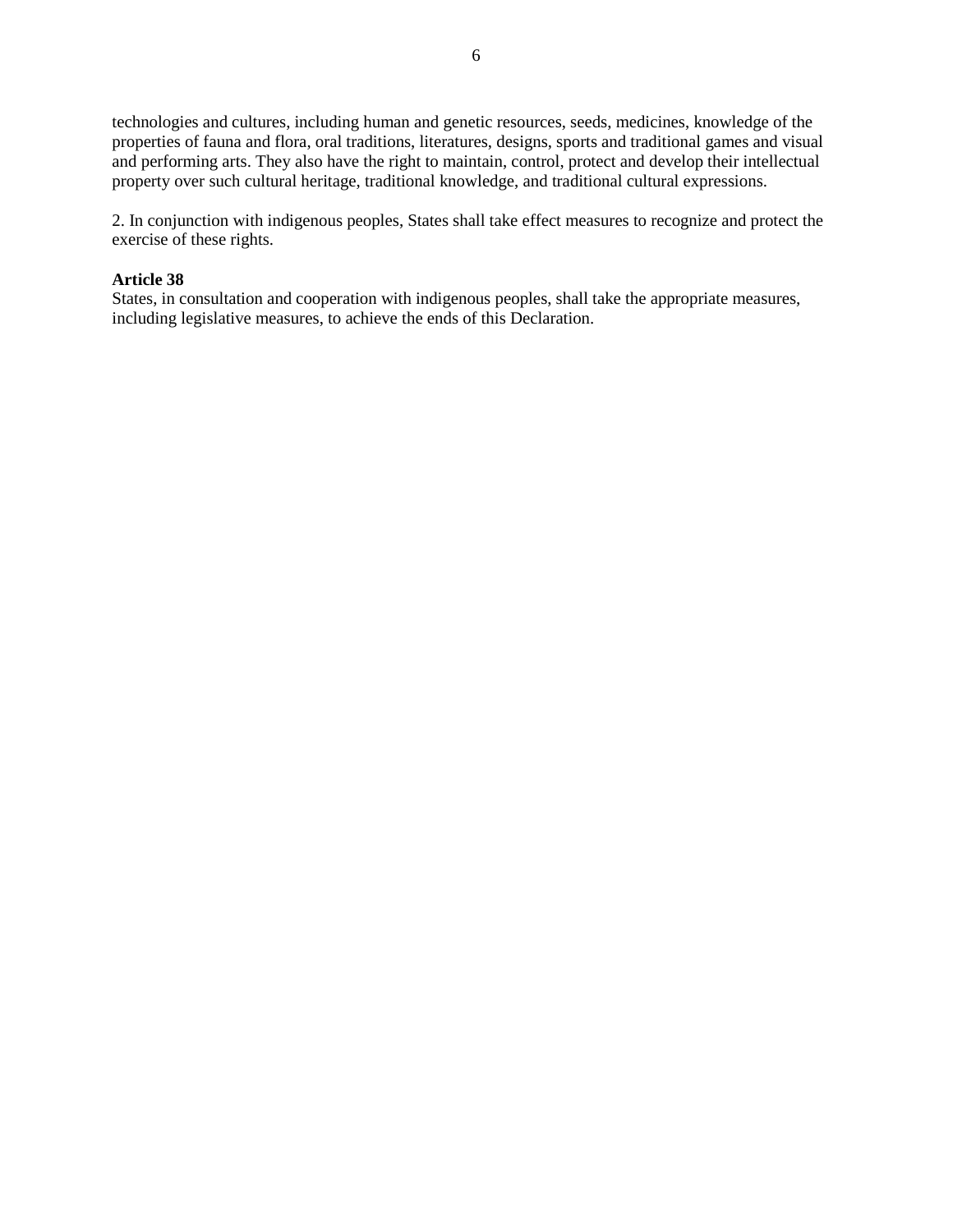technologies and cultures, including human and genetic resources, seeds, medicines, knowledge of the properties of fauna and flora, oral traditions, literatures, designs, sports and traditional games and visual and performing arts. They also have the right to maintain, control, protect and develop their intellectual property over such cultural heritage, traditional knowledge, and traditional cultural expressions.

2. In conjunction with indigenous peoples, States shall take effect measures to recognize and protect the exercise of these rights.

**Article 38**

States, in consultation and cooperation with indigenous peoples, shall take the appropriate measures, including legislative measures, to achieve the ends of this Declaration.